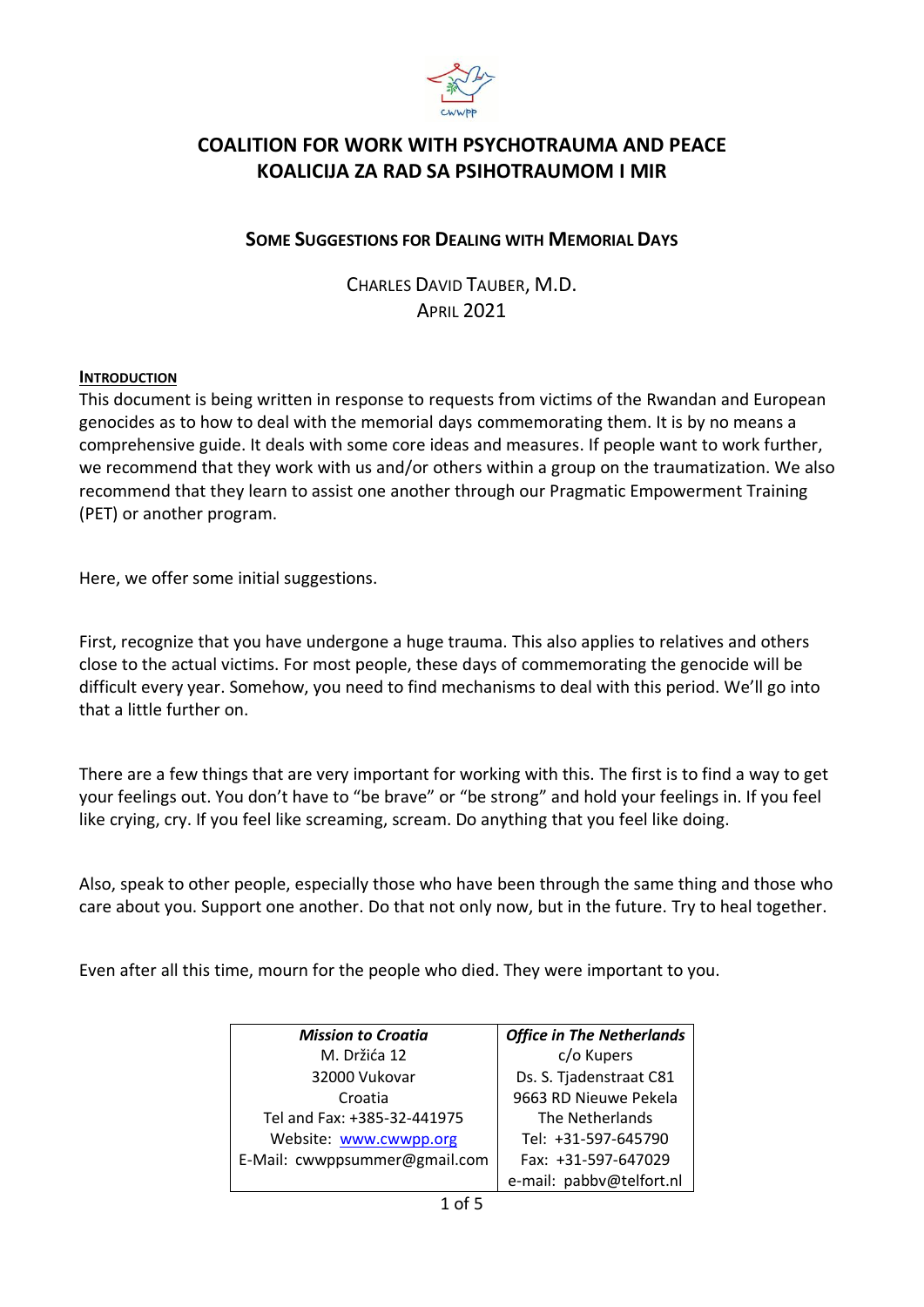# COALITION FOR WORK WITH PSYCHOTRAUMA AND PEACE
# KOALICIJA ZA RAD SA PSIHOTRAUMOM I MIR

## SOME SUGGESTIONS FOR DEALING WITH MEMORIAL DAYS

CHARLES DAVID TAUBER, M.D.
APRIL 2021

**INTRODUCTION**

This document is being written in response to requests from victims of the Rwandan and European genocides as to how to deal with the memorial days commemorating them. It is by no means a comprehensive guide. It deals with some core ideas and measures. If people want to work further, we recommend that they work with us and/or others within a group on the traumatization. We also recommend that they learn to assist one another through our Pragmatic Empowerment Training (PET) or another program.

Here, we offer some initial suggestions.

First, recognize that you have undergone a huge trauma. This also applies to relatives and others close to the actual victims. For most people, these days of commemorating the genocide will be difficult every year. Somehow, you need to find mechanisms to deal with this period. We'll go into that a little further on.

There are a few things that are very important for working with this. The first is to find a way to get your feelings out. You don't have to "be brave" or "be strong" and hold your feelings in. If you feel like crying, cry. If you feel like screaming, scream. Do anything that you feel like doing.

Also, speak to other people, especially those who have been through the same thing and those who care about you. Support one another. Do that not only now, but in the future. Try to heal together.

Even after all this time, mourn for the people who died. They were important to you.

| *Mission to Croatia* | *Office in The Netherlands* |
| --- | --- |
| M. Držića 12<br>32000 Vukovar<br>Croatia<br>Tel and Fax: +385-32-441975<br>Website: www.cwwpp.org<br>E-Mail: cwwppsummer@gmail.com | c/o Kupers<br>Ds. S. Tjadenstraat C81<br>9663 RD Nieuwe Pekela<br>The Netherlands<br>Tel: +31-597-645790<br>Fax: +31-597-647029<br>e-mail: pabbv@telfort.nl |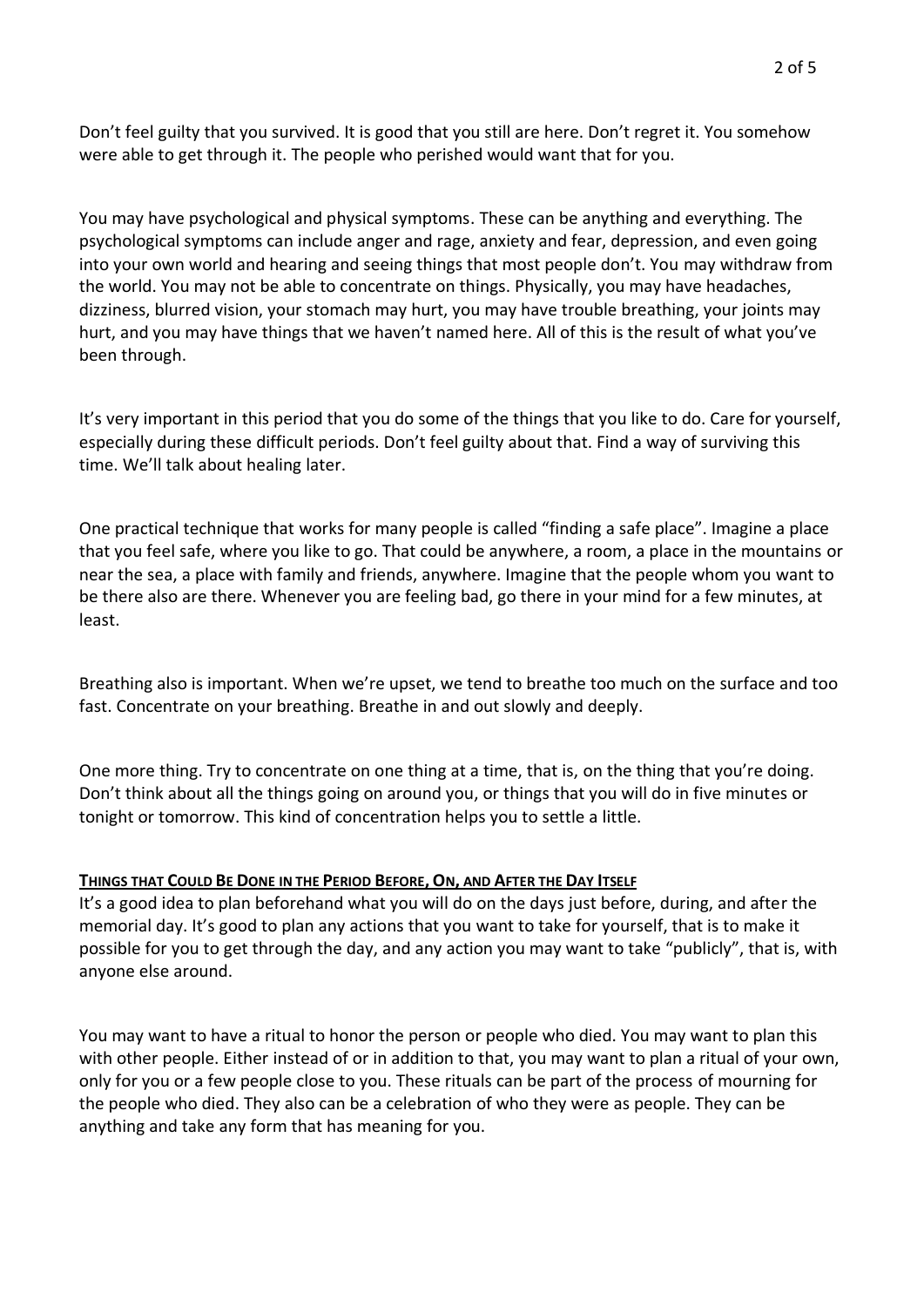Don't feel guilty that you survived. It is good that you still are here. Don't regret it. You somehow were able to get through it. The people who perished would want that for you.

You may have psychological and physical symptoms. These can be anything and everything. The psychological symptoms can include anger and rage, anxiety and fear, depression, and even going into your own world and hearing and seeing things that most people don't. You may withdraw from the world. You may not be able to concentrate on things. Physically, you may have headaches, dizziness, blurred vision, your stomach may hurt, you may have trouble breathing, your joints may hurt, and you may have things that we haven't named here. All of this is the result of what you've been through.

It's very important in this period that you do some of the things that you like to do. Care for yourself, especially during these difficult periods. Don't feel guilty about that. Find a way of surviving this time. We'll talk about healing later.

One practical technique that works for many people is called "finding a safe place". Imagine a place that you feel safe, where you like to go. That could be anywhere, a room, a place in the mountains or near the sea, a place with family and friends, anywhere. Imagine that the people whom you want to be there also are there. Whenever you are feeling bad, go there in your mind for a few minutes, at least.

Breathing also is important. When we're upset, we tend to breathe too much on the surface and too fast. Concentrate on your breathing. Breathe in and out slowly and deeply.

One more thing. Try to concentrate on one thing at a time, that is, on the thing that you're doing. Don't think about all the things going on around you, or things that you will do in five minutes or tonight or tomorrow. This kind of concentration helps you to settle a little.

## Things that Could Be Done in the Period Before, On, and After the Day Itself

It's a good idea to plan beforehand what you will do on the days just before, during, and after the memorial day. It's good to plan any actions that you want to take for yourself, that is to make it possible for you to get through the day, and any action you may want to take "publicly", that is, with anyone else around.

You may want to have a ritual to honor the person or people who died. You may want to plan this with other people. Either instead of or in addition to that, you may want to plan a ritual of your own, only for you or a few people close to you. These rituals can be part of the process of mourning for the people who died. They also can be a celebration of who they were as people. They can be anything and take any form that has meaning for you.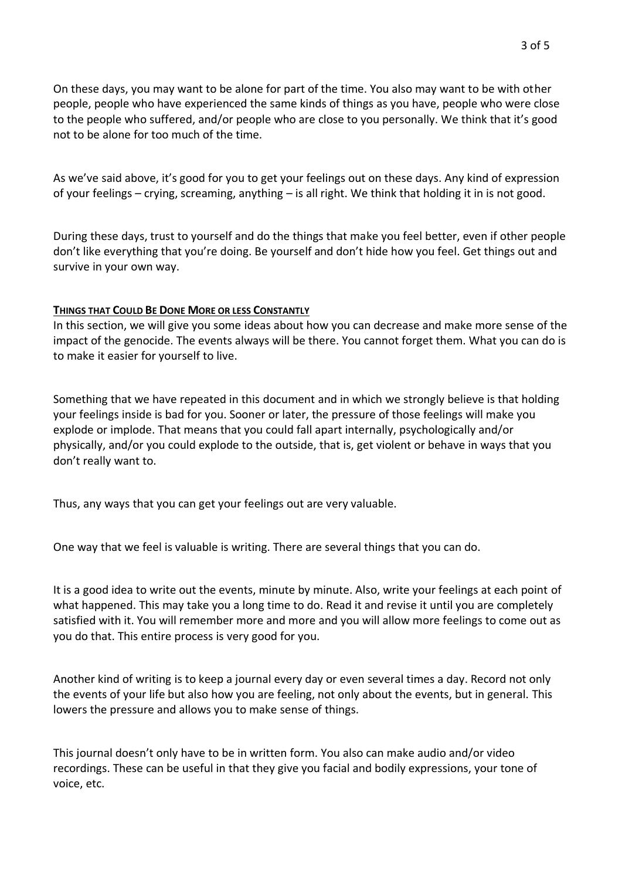On these days, you may want to be alone for part of the time. You also may want to be with other people, people who have experienced the same kinds of things as you have, people who were close to the people who suffered, and/or people who are close to you personally. We think that it's good not to be alone for too much of the time.

As we've said above, it's good for you to get your feelings out on these days. Any kind of expression of your feelings – crying, screaming, anything – is all right. We think that holding it in is not good.

During these days, trust to yourself and do the things that make you feel better, even if other people don't like everything that you're doing. Be yourself and don't hide how you feel. Get things out and survive in your own way.

### Things that Could Be Done More or less Constantly

In this section, we will give you some ideas about how you can decrease and make more sense of the impact of the genocide. The events always will be there. You cannot forget them. What you can do is to make it easier for yourself to live.

Something that we have repeated in this document and in which we strongly believe is that holding your feelings inside is bad for you. Sooner or later, the pressure of those feelings will make you explode or implode. That means that you could fall apart internally, psychologically and/or physically, and/or you could explode to the outside, that is, get violent or behave in ways that you don't really want to.

Thus, any ways that you can get your feelings out are very valuable.

One way that we feel is valuable is writing. There are several things that you can do.

It is a good idea to write out the events, minute by minute. Also, write your feelings at each point of what happened. This may take you a long time to do. Read it and revise it until you are completely satisfied with it. You will remember more and more and you will allow more feelings to come out as you do that. This entire process is very good for you.

Another kind of writing is to keep a journal every day or even several times a day. Record not only the events of your life but also how you are feeling, not only about the events, but in general. This lowers the pressure and allows you to make sense of things.

This journal doesn't only have to be in written form. You also can make audio and/or video recordings. These can be useful in that they give you facial and bodily expressions, your tone of voice, etc.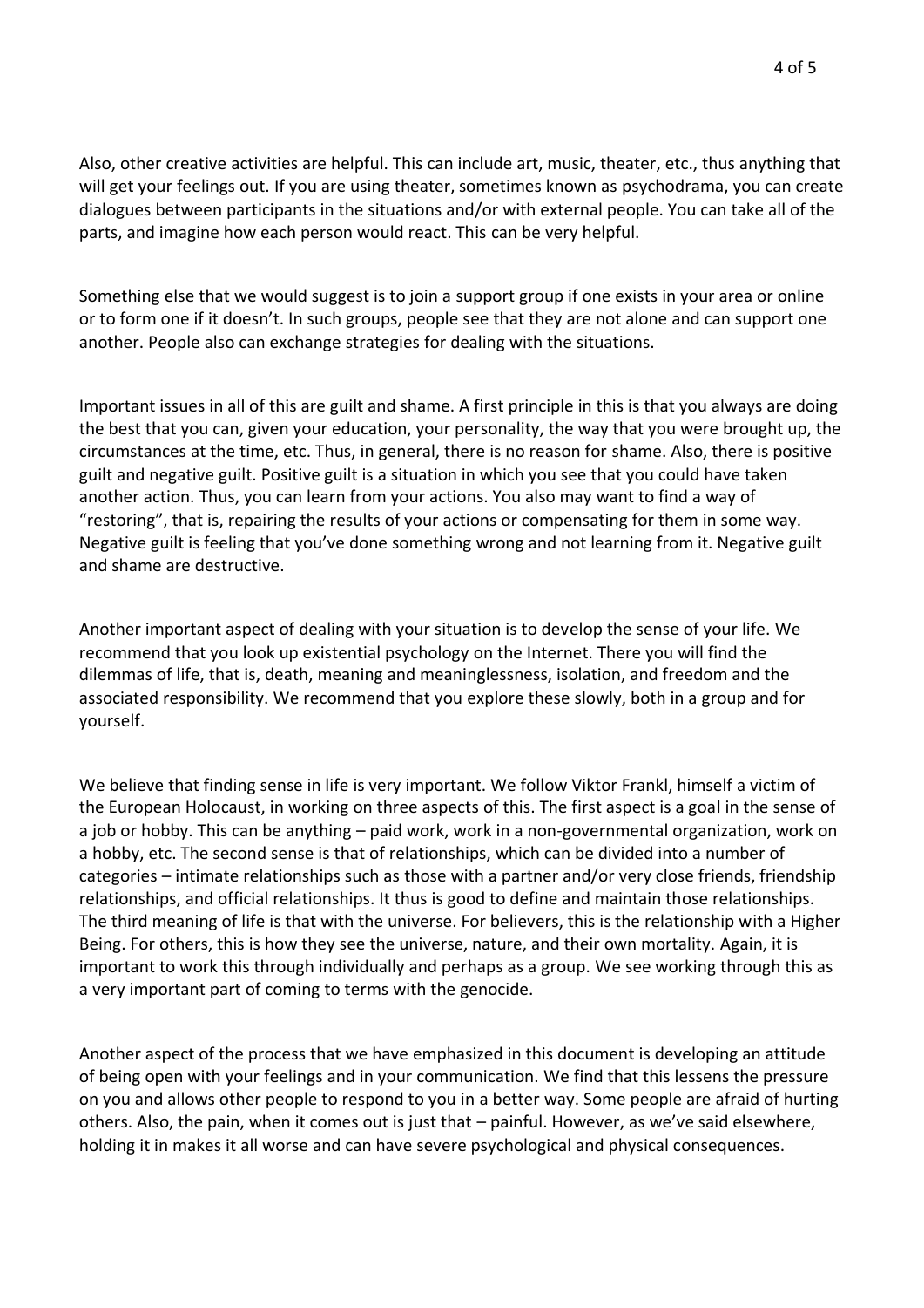Also, other creative activities are helpful. This can include art, music, theater, etc., thus anything that will get your feelings out. If you are using theater, sometimes known as psychodrama, you can create dialogues between participants in the situations and/or with external people. You can take all of the parts, and imagine how each person would react. This can be very helpful.

Something else that we would suggest is to join a support group if one exists in your area or online or to form one if it doesn't. In such groups, people see that they are not alone and can support one another. People also can exchange strategies for dealing with the situations.

Important issues in all of this are guilt and shame. A first principle in this is that you always are doing the best that you can, given your education, your personality, the way that you were brought up, the circumstances at the time, etc. Thus, in general, there is no reason for shame. Also, there is positive guilt and negative guilt. Positive guilt is a situation in which you see that you could have taken another action. Thus, you can learn from your actions. You also may want to find a way of "restoring", that is, repairing the results of your actions or compensating for them in some way. Negative guilt is feeling that you've done something wrong and not learning from it. Negative guilt and shame are destructive.

Another important aspect of dealing with your situation is to develop the sense of your life. We recommend that you look up existential psychology on the Internet. There you will find the dilemmas of life, that is, death, meaning and meaninglessness, isolation, and freedom and the associated responsibility. We recommend that you explore these slowly, both in a group and for yourself.

We believe that finding sense in life is very important. We follow Viktor Frankl, himself a victim of the European Holocaust, in working on three aspects of this. The first aspect is a goal in the sense of a job or hobby. This can be anything – paid work, work in a non-governmental organization, work on a hobby, etc. The second sense is that of relationships, which can be divided into a number of categories – intimate relationships such as those with a partner and/or very close friends, friendship relationships, and official relationships. It thus is good to define and maintain those relationships. The third meaning of life is that with the universe. For believers, this is the relationship with a Higher Being. For others, this is how they see the universe, nature, and their own mortality. Again, it is important to work this through individually and perhaps as a group. We see working through this as a very important part of coming to terms with the genocide.

Another aspect of the process that we have emphasized in this document is developing an attitude of being open with your feelings and in your communication. We find that this lessens the pressure on you and allows other people to respond to you in a better way. Some people are afraid of hurting others. Also, the pain, when it comes out is just that – painful. However, as we've said elsewhere, holding it in makes it all worse and can have severe psychological and physical consequences.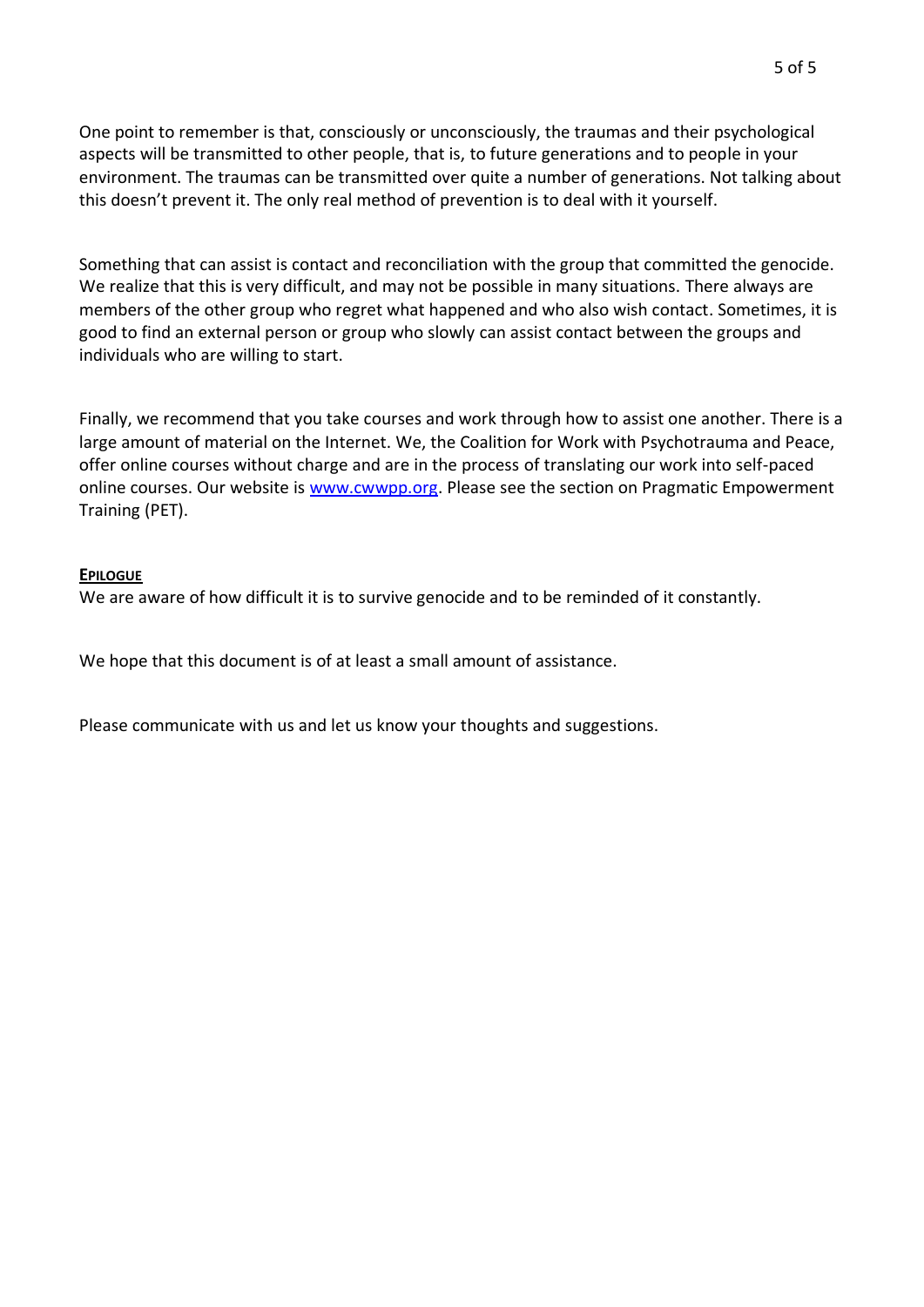One point to remember is that, consciously or unconsciously, the traumas and their psychological aspects will be transmitted to other people, that is, to future generations and to people in your environment. The traumas can be transmitted over quite a number of generations. Not talking about this doesn't prevent it. The only real method of prevention is to deal with it yourself.

Something that can assist is contact and reconciliation with the group that committed the genocide. We realize that this is very difficult, and may not be possible in many situations. There always are members of the other group who regret what happened and who also wish contact. Sometimes, it is good to find an external person or group who slowly can assist contact between the groups and individuals who are willing to start.

Finally, we recommend that you take courses and work through how to assist one another. There is a large amount of material on the Internet. We, the Coalition for Work with Psychotrauma and Peace, offer online courses without charge and are in the process of translating our work into self-paced online courses. Our website is [www.cwwpp.org](http://www.cwwpp.org). Please see the section on Pragmatic Empowerment Training (PET).

## EPILOGUE

We are aware of how difficult it is to survive genocide and to be reminded of it constantly.

We hope that this document is of at least a small amount of assistance.

Please communicate with us and let us know your thoughts and suggestions.